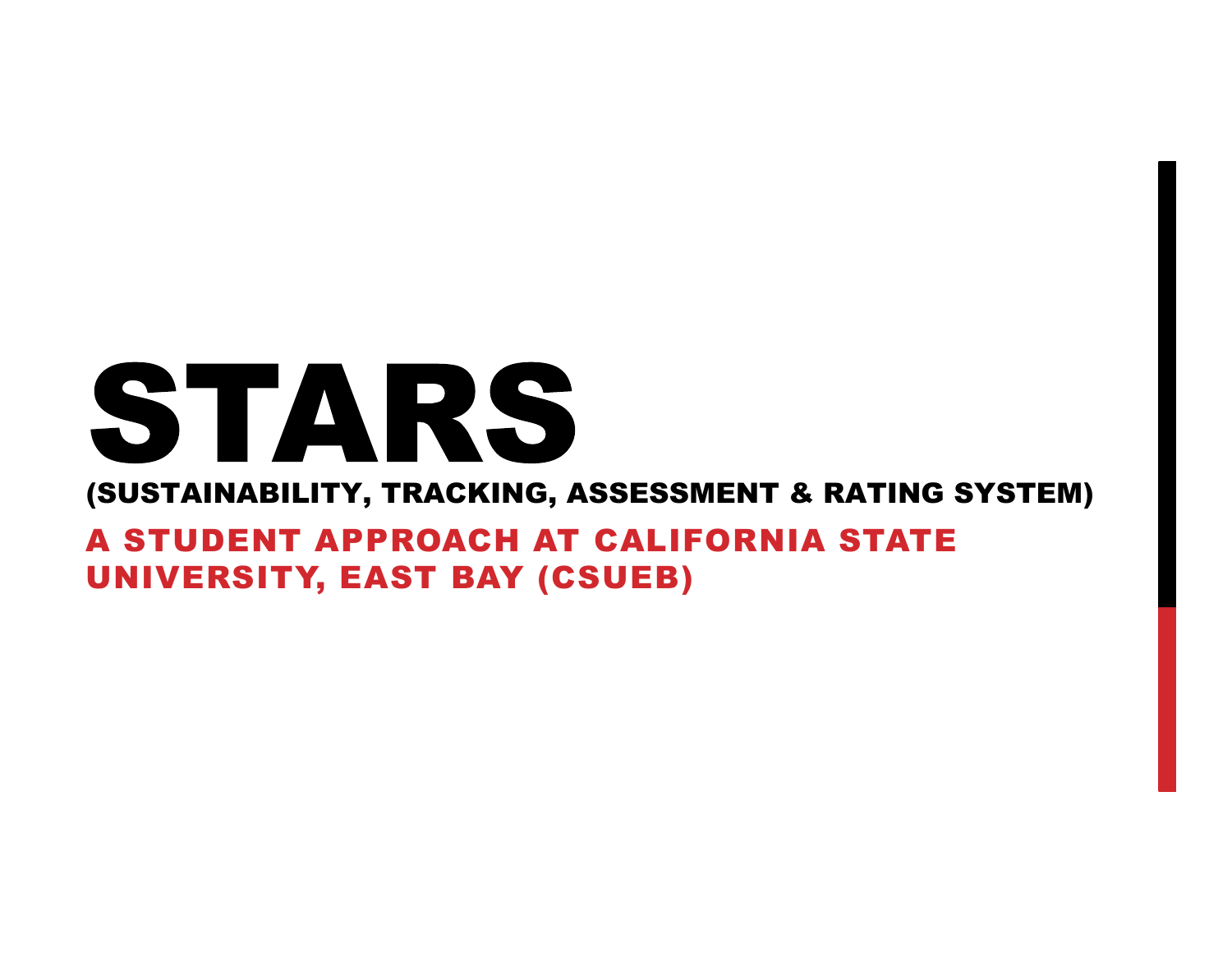# STARS

## (SUSTAINABILITY, TRACKING, ASSESSMENT & RATING SYSTEM)

## A STUDENT APPROACH AT CALIFORNIA STATE UNIVERSITY, EAST BAY (CSUEB)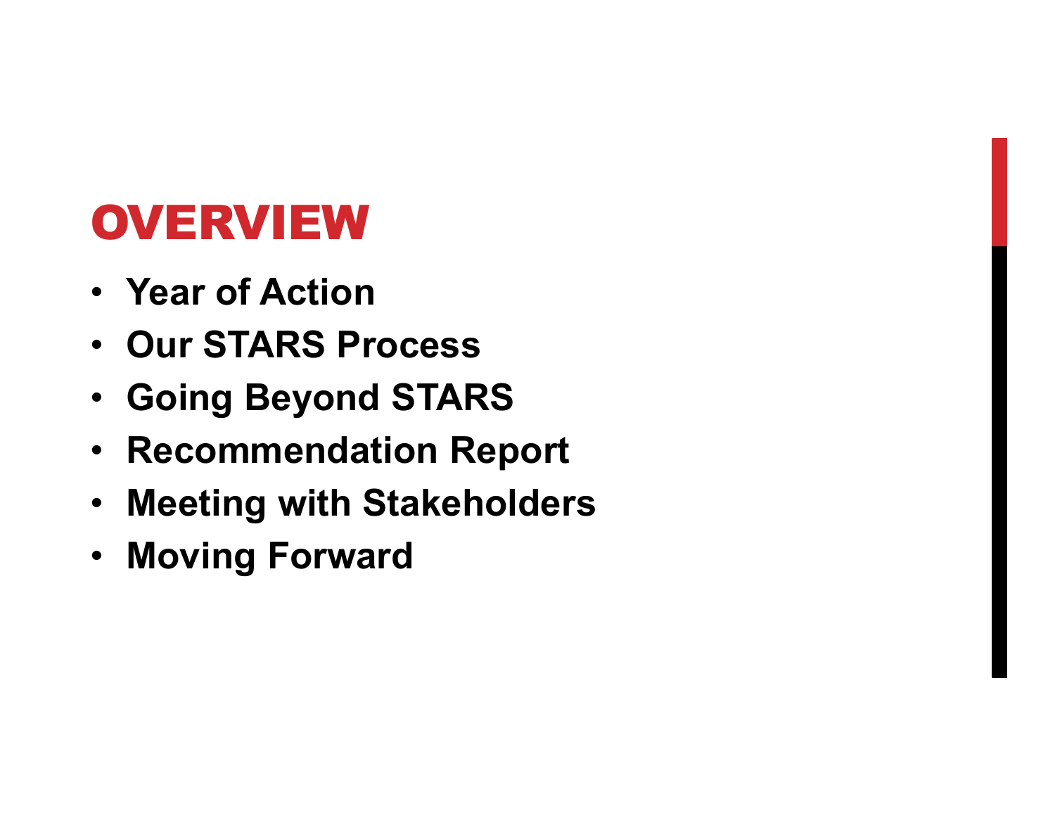# OVERVIEW

- Year of Action
- Our STARS Process
- Going Beyond STARS
- Recommendation Report
- Meeting with Stakeholders
- Moving Forward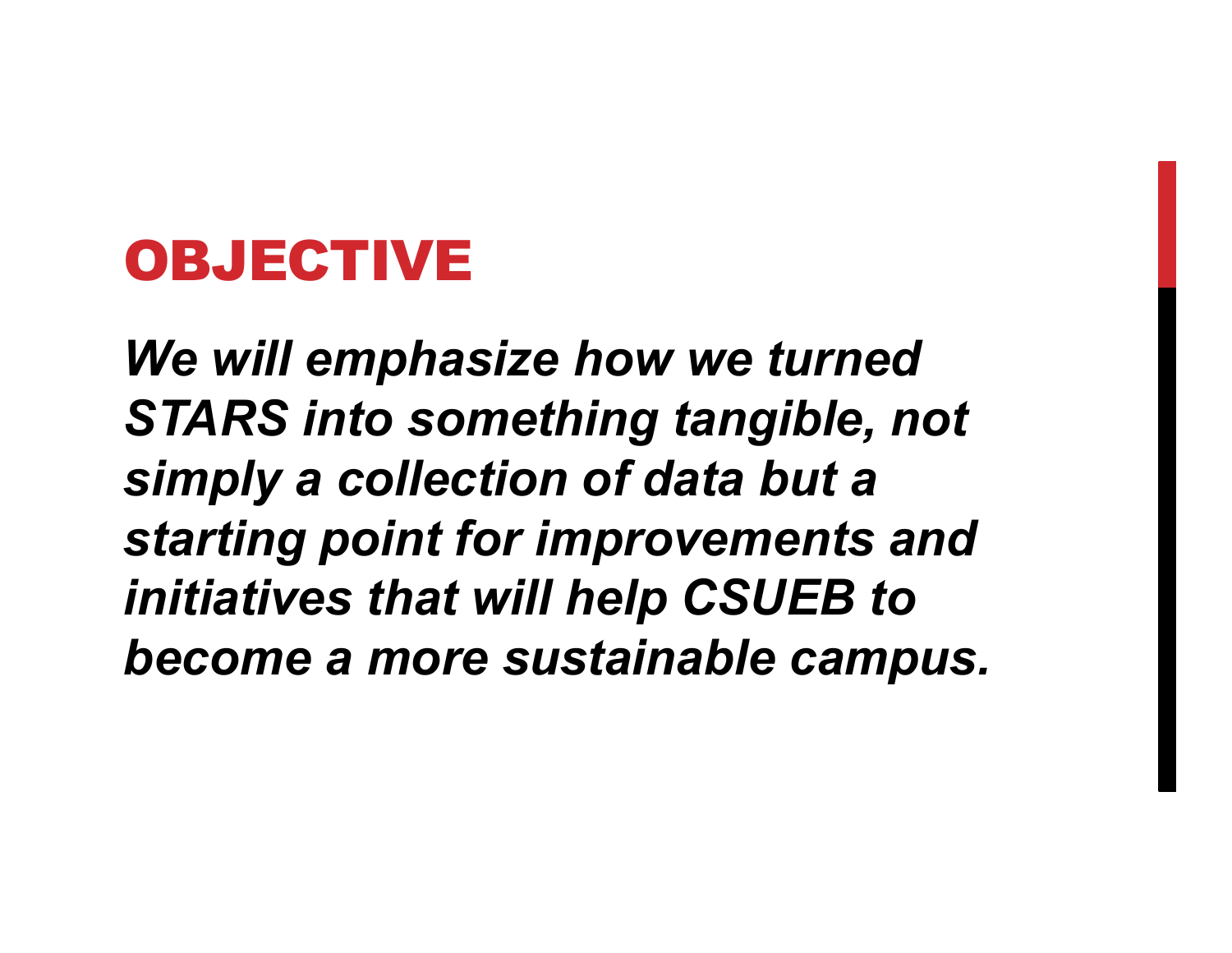# OBJECTIVE

***We will emphasize how we turned STARS into something tangible, not simply a collection of data but a starting point for improvements and initiatives that will help CSUEB to become a more sustainable campus.***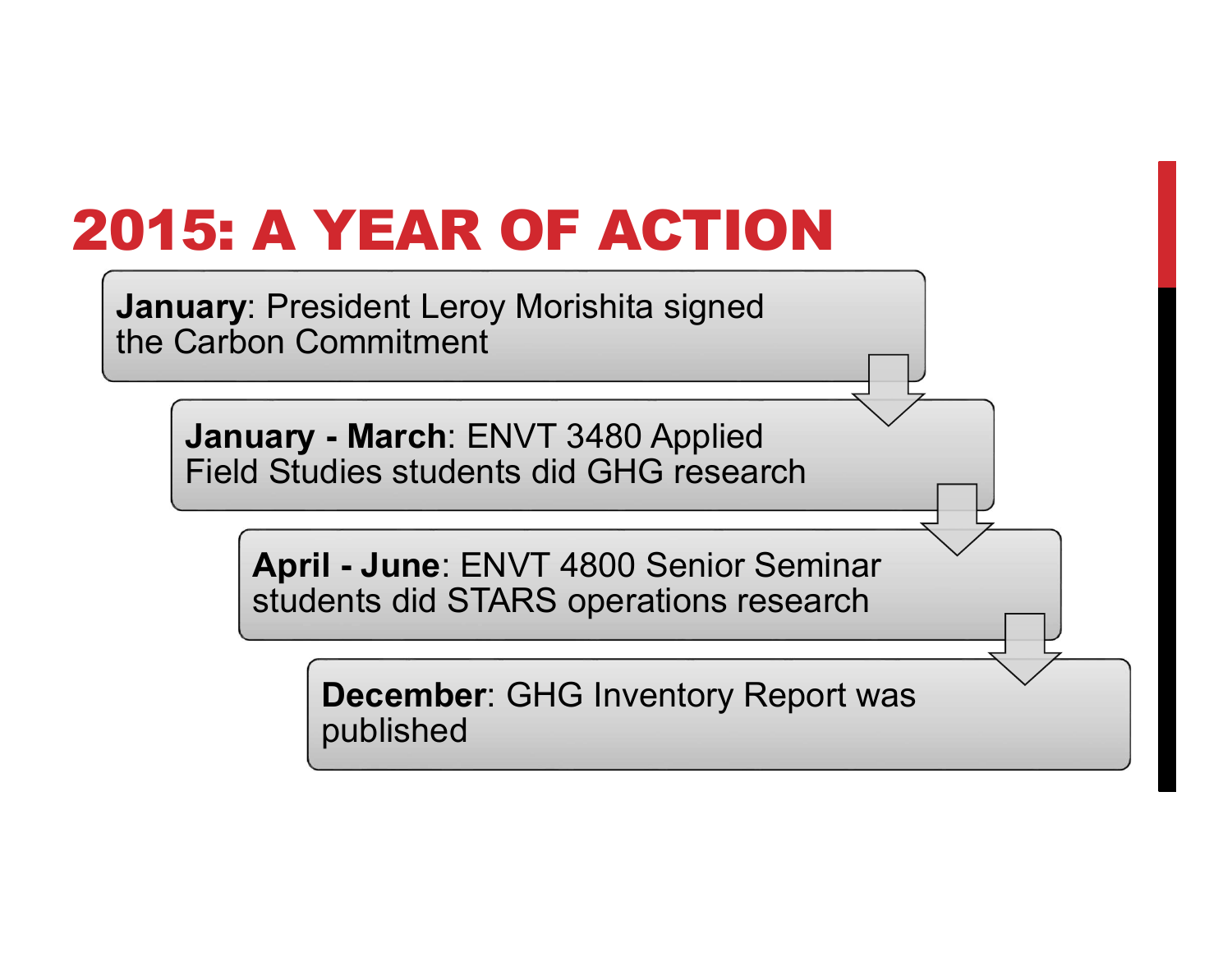# 2015: A YEAR OF ACTION

**January**: President Leroy Morishita signed the Carbon Commitment

**January - March**: ENVT 3480 Applied Field Studies students did GHG research

**April - June**: ENVT 4800 Senior Seminar students did STARS operations research

**December**: GHG Inventory Report was published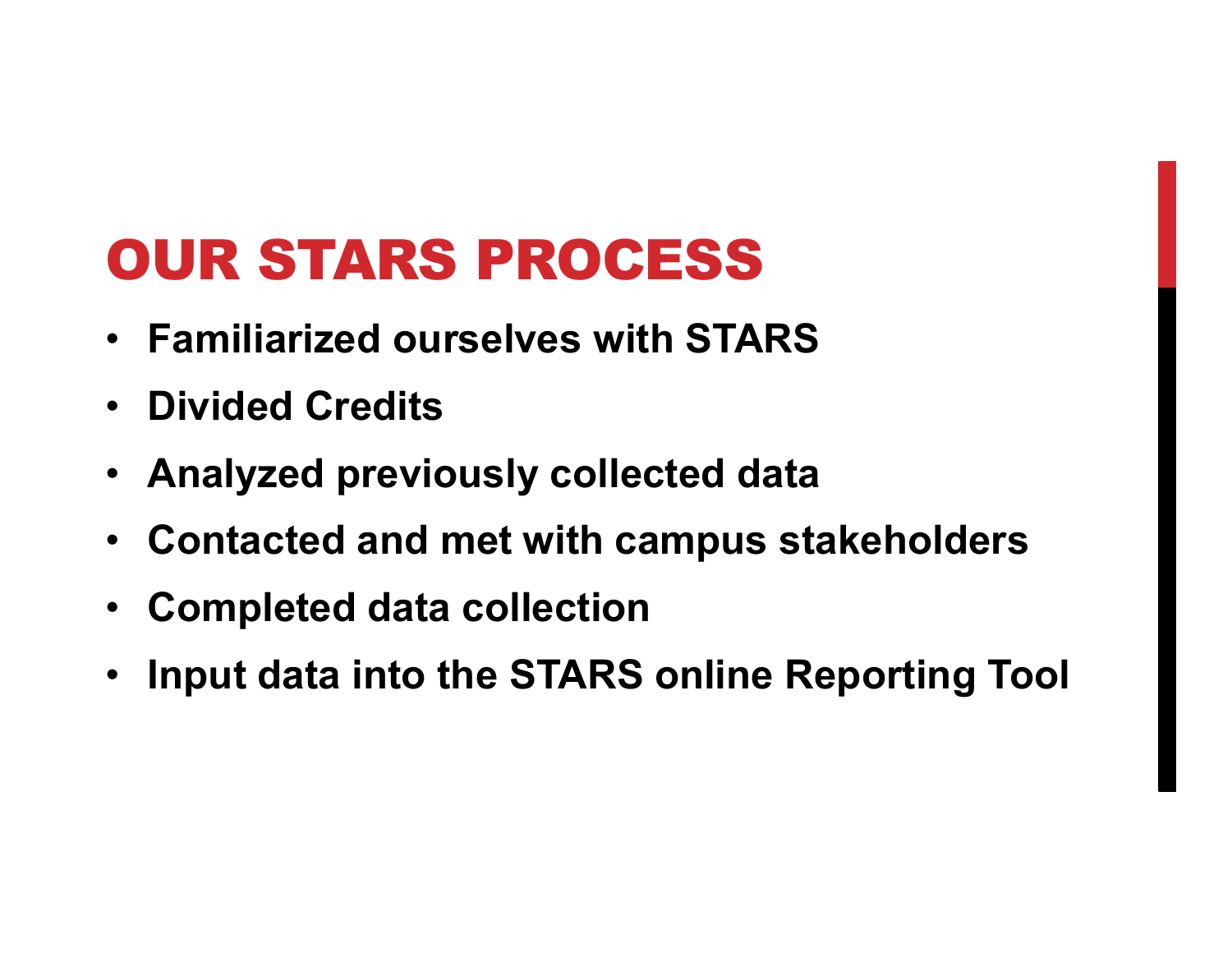# OUR STARS PROCESS

- **Familiarized ourselves with STARS**
- **Divided Credits**
- **Analyzed previously collected data**
- **Contacted and met with campus stakeholders**
- **Completed data collection**
- **Input data into the STARS online Reporting Tool**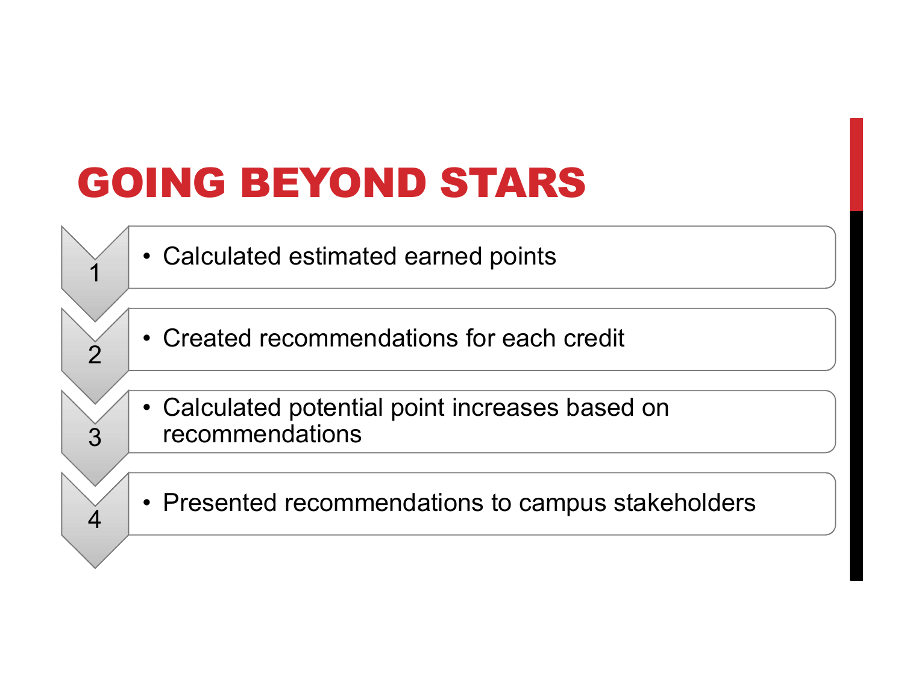# GOING BEYOND STARS

1. Calculated estimated earned points
2. Created recommendations for each credit
3. Calculated potential point increases based on recommendations
4. Presented recommendations to campus stakeholders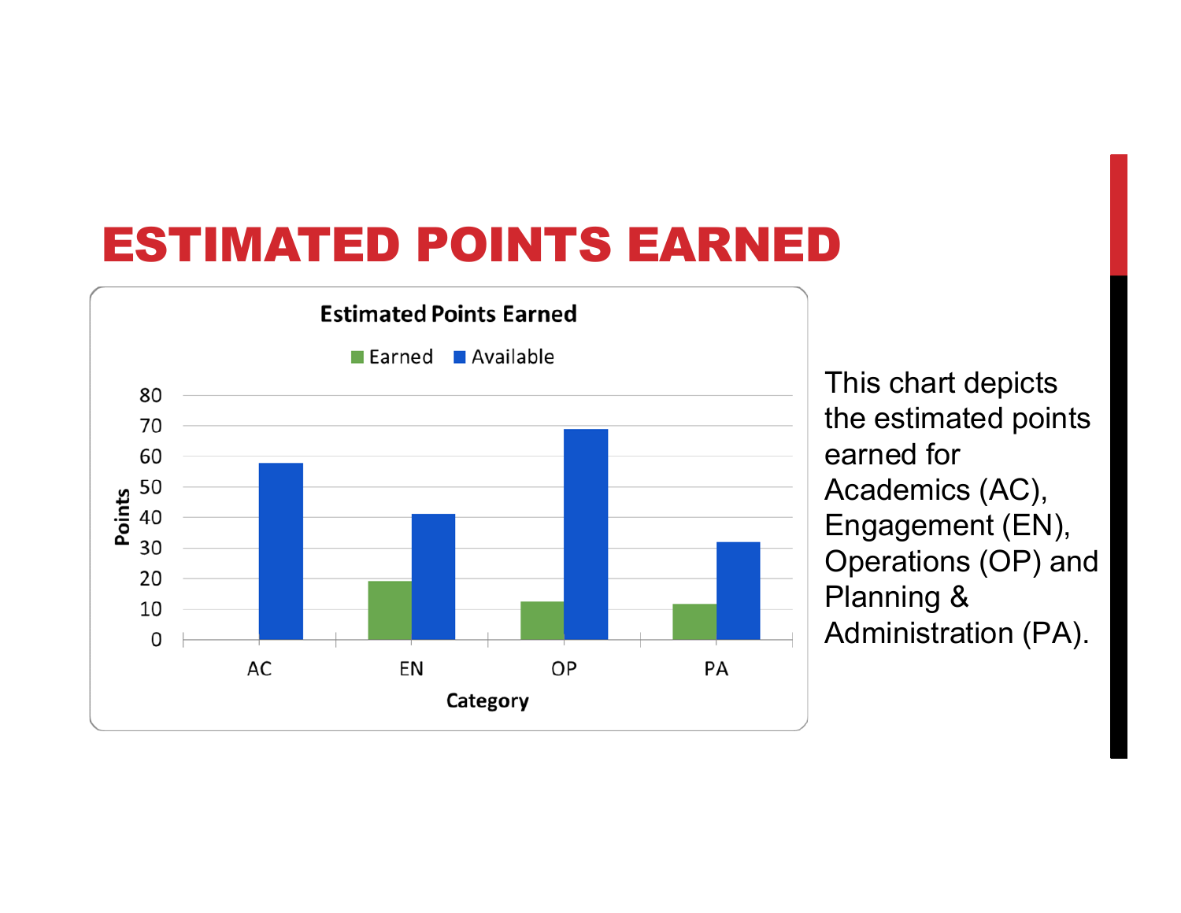# ESTIMATED POINTS EARNED

Estimated Points Earned

Earned
Available

Points

80
70
60
50
40
30
20
10
0

AC
EN
OP
PA

Category

This chart depicts the estimated points earned for Academics (AC), Engagement (EN), Operations (OP) and Planning & Administration (PA).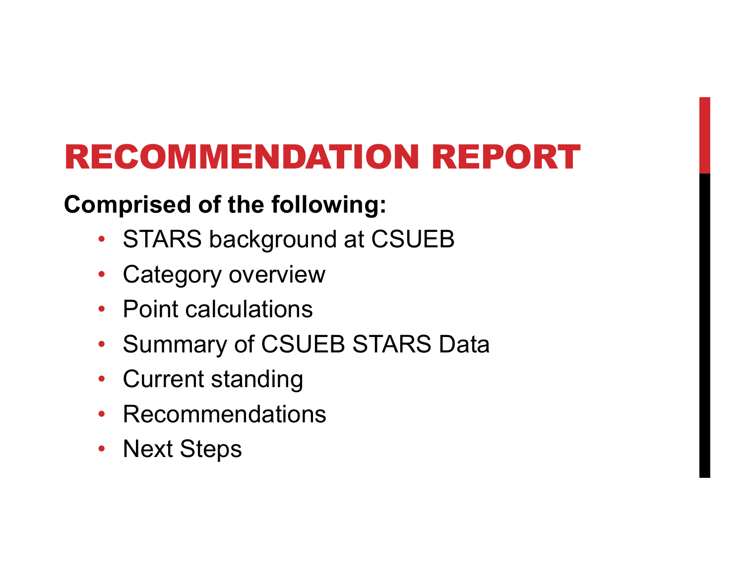# RECOMMENDATION REPORT

**Comprised of the following:**

- STARS background at CSUEB
- Category overview
- Point calculations
- Summary of CSUEB STARS Data
- Current standing
- Recommendations
- Next Steps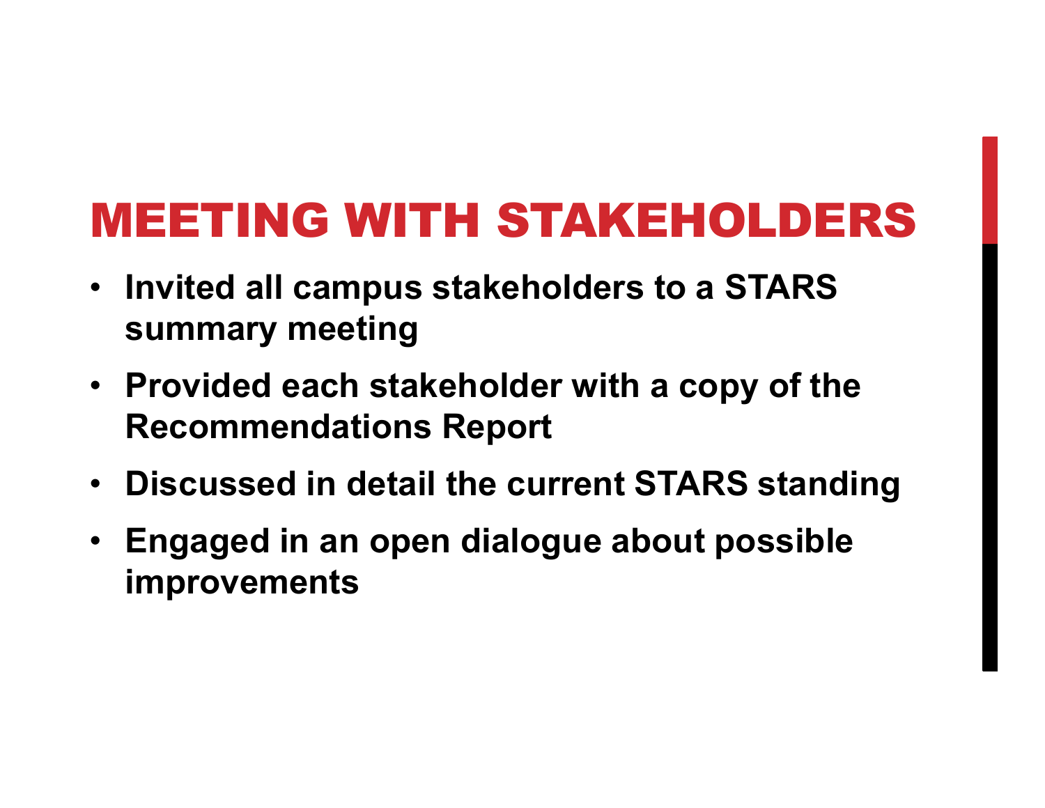# MEETING WITH STAKEHOLDERS

- **Invited all campus stakeholders to a STARS summary meeting**
- **Provided each stakeholder with a copy of the Recommendations Report**
- **Discussed in detail the current STARS standing**
- **Engaged in an open dialogue about possible improvements**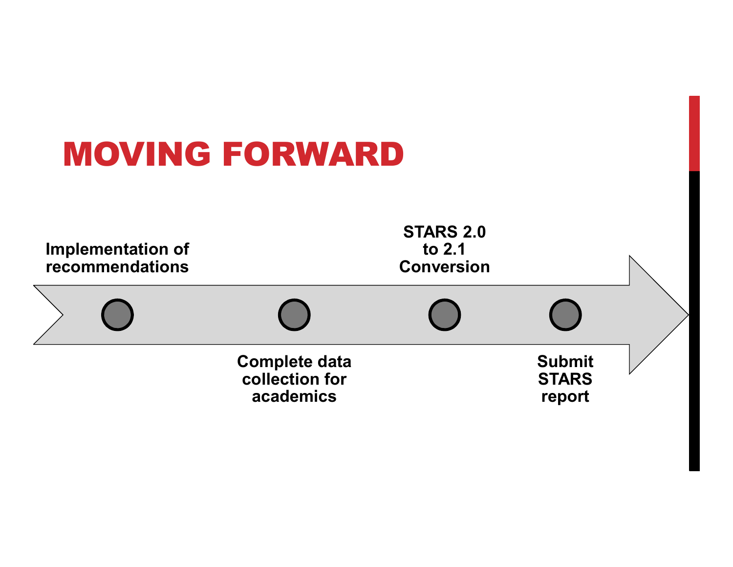# MOVING FORWARD

Implementation of recommendations

Complete data collection for academics

STARS 2.0 to 2.1 Conversion

Submit STARS report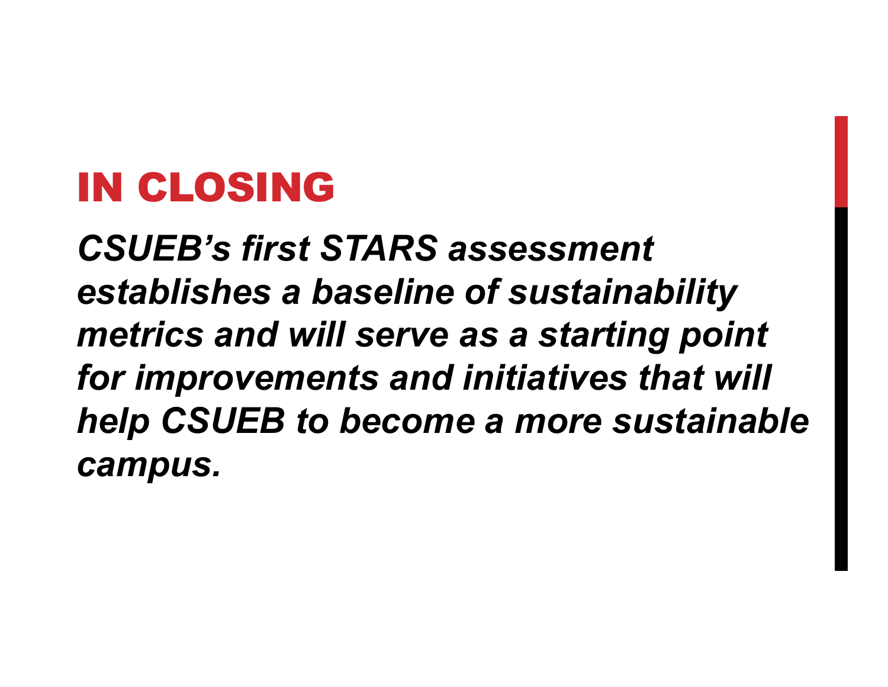# IN CLOSING

***CSUEB's first STARS assessment establishes a baseline of sustainability metrics and will serve as a starting point for improvements and initiatives that will help CSUEB to become a more sustainable campus.***